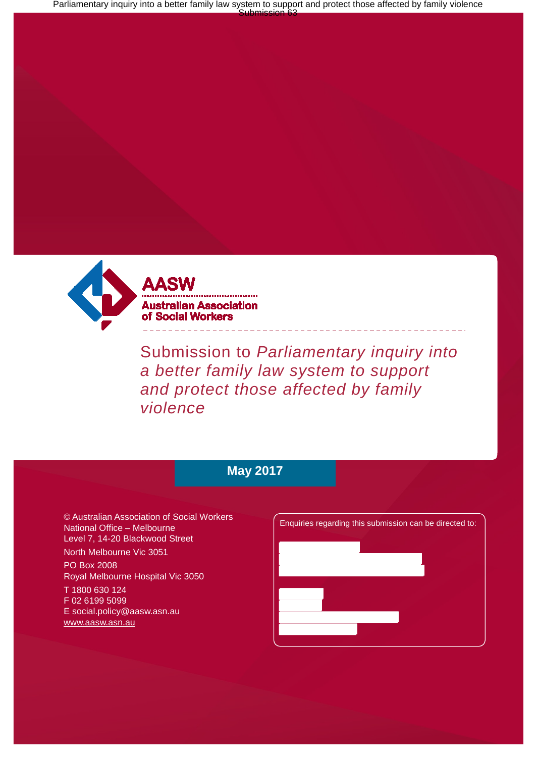**AASW**

**Australian Association of Social Workers**

# Submission to *Parliamentary inquiry into a better family law system to support and protect those affected by family violence*

**May 2017**

© Australian Association of Social Workers
National Office – Melbourne
Level 7, 14-20 Blackwood Street
North Melbourne Vic 3051
PO Box 2008
Royal Melbourne Hospital Vic 3050
T 1800 630 124
F 02 6199 5099
E social.policy@aasw.asn.au
www.aasw.asn.au

Enquiries regarding this submission can be directed to: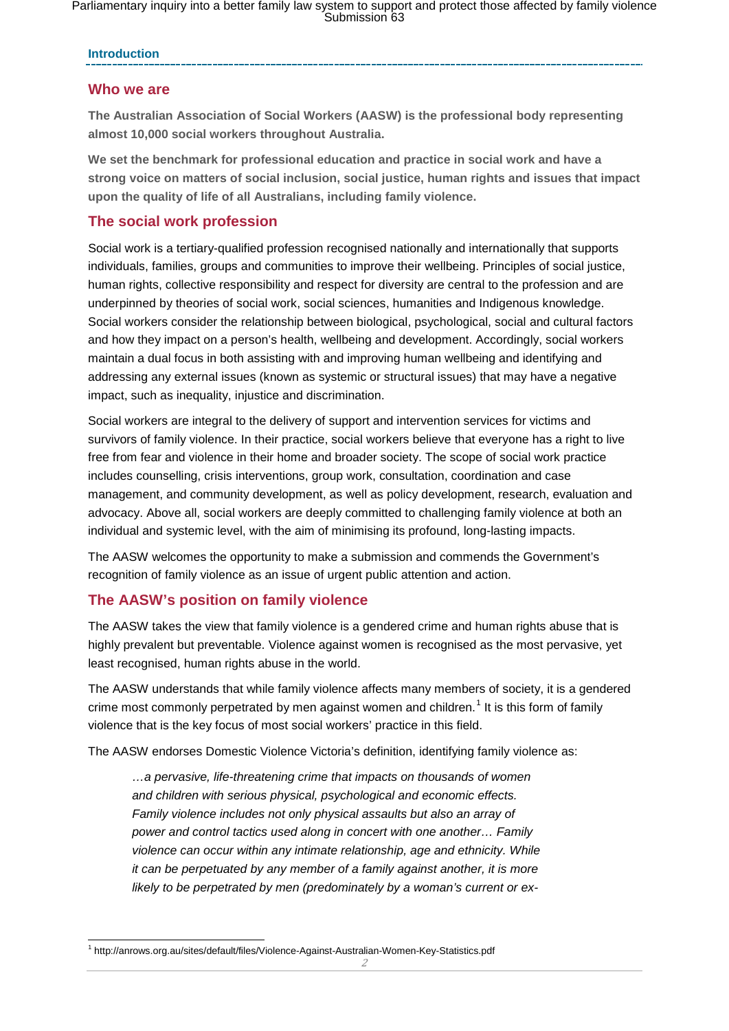## Introduction

### Who we are

**The Australian Association of Social Workers (AASW) is the professional body representing almost 10,000 social workers throughout Australia.**

**We set the benchmark for professional education and practice in social work and have a strong voice on matters of social inclusion, social justice, human rights and issues that impact upon the quality of life of all Australians, including family violence.**

### The social work profession

Social work is a tertiary-qualified profession recognised nationally and internationally that supports individuals, families, groups and communities to improve their wellbeing. Principles of social justice, human rights, collective responsibility and respect for diversity are central to the profession and are underpinned by theories of social work, social sciences, humanities and Indigenous knowledge. Social workers consider the relationship between biological, psychological, social and cultural factors and how they impact on a person's health, wellbeing and development. Accordingly, social workers maintain a dual focus in both assisting with and improving human wellbeing and identifying and addressing any external issues (known as systemic or structural issues) that may have a negative impact, such as inequality, injustice and discrimination.

Social workers are integral to the delivery of support and intervention services for victims and survivors of family violence. In their practice, social workers believe that everyone has a right to live free from fear and violence in their home and broader society. The scope of social work practice includes counselling, crisis interventions, group work, consultation, coordination and case management, and community development, as well as policy development, research, evaluation and advocacy. Above all, social workers are deeply committed to challenging family violence at both an individual and systemic level, with the aim of minimising its profound, long-lasting impacts.

The AASW welcomes the opportunity to make a submission and commends the Government's recognition of family violence as an issue of urgent public attention and action.

### The AASW's position on family violence

The AASW takes the view that family violence is a gendered crime and human rights abuse that is highly prevalent but preventable. Violence against women is recognised as the most pervasive, yet least recognised, human rights abuse in the world.

The AASW understands that while family violence affects many members of society, it is a gendered crime most commonly perpetrated by men against women and children.[1] It is this form of family violence that is the key focus of most social workers' practice in this field.

The AASW endorses Domestic Violence Victoria's definition, identifying family violence as:

> *…a pervasive, life-threatening crime that impacts on thousands of women and children with serious physical, psychological and economic effects. Family violence includes not only physical assaults but also an array of power and control tactics used along in concert with one another… Family violence can occur within any intimate relationship, age and ethnicity. While it can be perpetuated by any member of a family against another, it is more likely to be perpetrated by men (predominately by a woman's current or ex-*

[1] http://anrows.org.au/sites/default/files/Violence-Against-Australian-Women-Key-Statistics.pdf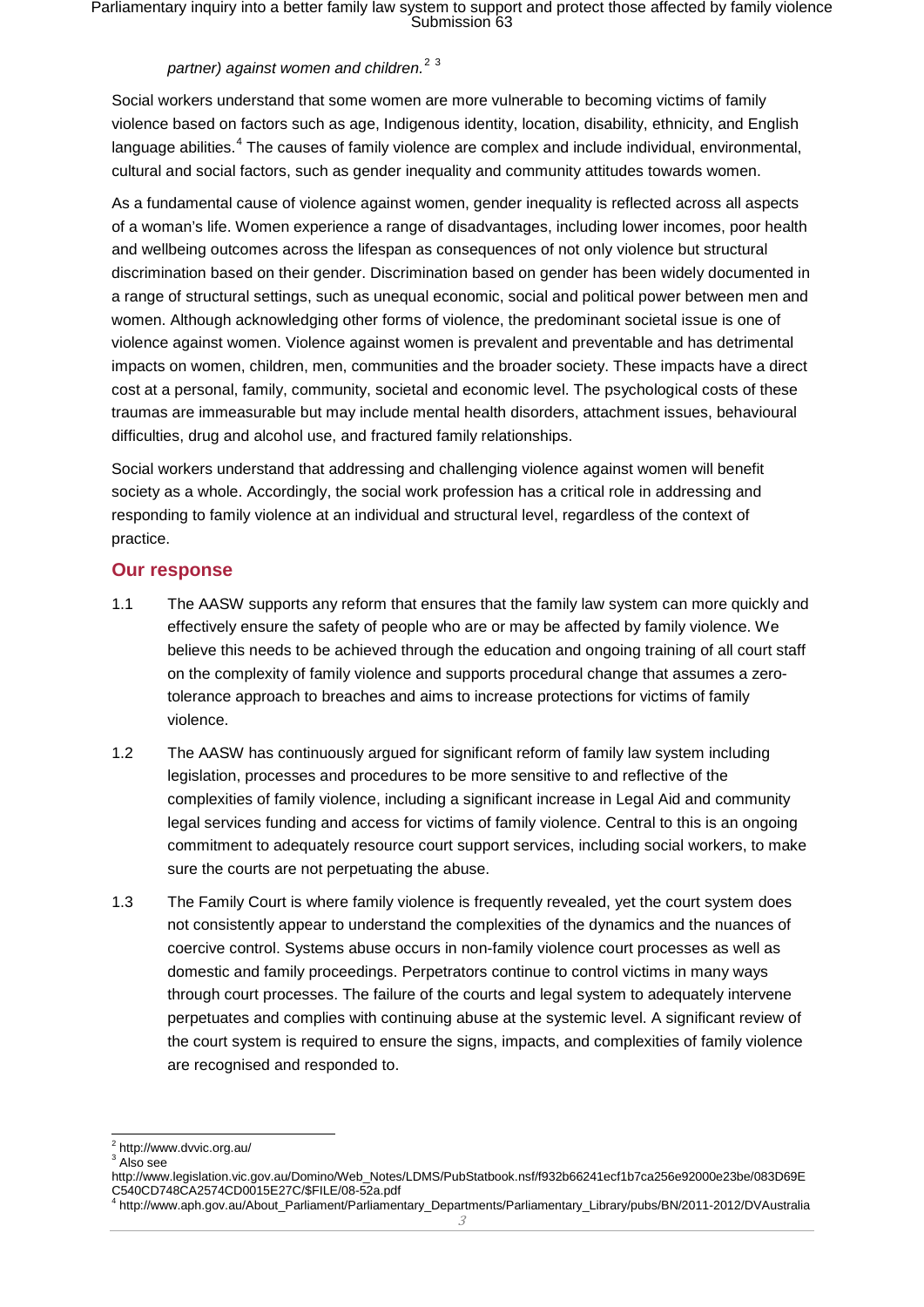*partner) against women and children.*[2] [3]

Social workers understand that some women are more vulnerable to becoming victims of family violence based on factors such as age, Indigenous identity, location, disability, ethnicity, and English language abilities.[4] The causes of family violence are complex and include individual, environmental, cultural and social factors, such as gender inequality and community attitudes towards women.

As a fundamental cause of violence against women, gender inequality is reflected across all aspects of a woman's life. Women experience a range of disadvantages, including lower incomes, poor health and wellbeing outcomes across the lifespan as consequences of not only violence but structural discrimination based on their gender. Discrimination based on gender has been widely documented in a range of structural settings, such as unequal economic, social and political power between men and women. Although acknowledging other forms of violence, the predominant societal issue is one of violence against women. Violence against women is prevalent and preventable and has detrimental impacts on women, children, men, communities and the broader society. These impacts have a direct cost at a personal, family, community, societal and economic level. The psychological costs of these traumas are immeasurable but may include mental health disorders, attachment issues, behavioural difficulties, drug and alcohol use, and fractured family relationships.

Social workers understand that addressing and challenging violence against women will benefit society as a whole. Accordingly, the social work profession has a critical role in addressing and responding to family violence at an individual and structural level, regardless of the context of practice.

## Our response

1.1 The AASW supports any reform that ensures that the family law system can more quickly and effectively ensure the safety of people who are or may be affected by family violence. We believe this needs to be achieved through the education and ongoing training of all court staff on the complexity of family violence and supports procedural change that assumes a zero-tolerance approach to breaches and aims to increase protections for victims of family violence.

1.2 The AASW has continuously argued for significant reform of family law system including legislation, processes and procedures to be more sensitive to and reflective of the complexities of family violence, including a significant increase in Legal Aid and community legal services funding and access for victims of family violence. Central to this is an ongoing commitment to adequately resource court support services, including social workers, to make sure the courts are not perpetuating the abuse.

1.3 The Family Court is where family violence is frequently revealed, yet the court system does not consistently appear to understand the complexities of the dynamics and the nuances of coercive control. Systems abuse occurs in non-family violence court processes as well as domestic and family proceedings. Perpetrators continue to control victims in many ways through court processes. The failure of the courts and legal system to adequately intervene perpetuates and complies with continuing abuse at the systemic level. A significant review of the court system is required to ensure the signs, impacts, and complexities of family violence are recognised and responded to.

---

[2] http://www.dvvic.org.au/

[3] Also see http://www.legislation.vic.gov.au/Domino/Web_Notes/LDMS/PubStatbook.nsf/f932b66241ecf1b7ca256e92000e23be/083D69EC540CD748CA2574CD0015E27C/$FILE/08-52a.pdf

[4] http://www.aph.gov.au/About_Parliament/Parliamentary_Departments/Parliamentary_Library/pubs/BN/2011-2012/DVAustralia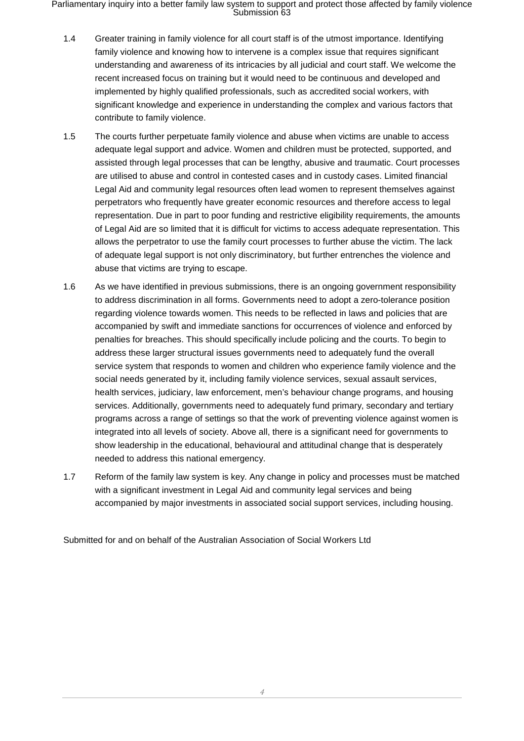1.4 Greater training in family violence for all court staff is of the utmost importance. Identifying family violence and knowing how to intervene is a complex issue that requires significant understanding and awareness of its intricacies by all judicial and court staff. We welcome the recent increased focus on training but it would need to be continuous and developed and implemented by highly qualified professionals, such as accredited social workers, with significant knowledge and experience in understanding the complex and various factors that contribute to family violence.

1.5 The courts further perpetuate family violence and abuse when victims are unable to access adequate legal support and advice. Women and children must be protected, supported, and assisted through legal processes that can be lengthy, abusive and traumatic. Court processes are utilised to abuse and control in contested cases and in custody cases. Limited financial Legal Aid and community legal resources often lead women to represent themselves against perpetrators who frequently have greater economic resources and therefore access to legal representation. Due in part to poor funding and restrictive eligibility requirements, the amounts of Legal Aid are so limited that it is difficult for victims to access adequate representation. This allows the perpetrator to use the family court processes to further abuse the victim. The lack of adequate legal support is not only discriminatory, but further entrenches the violence and abuse that victims are trying to escape.

1.6 As we have identified in previous submissions, there is an ongoing government responsibility to address discrimination in all forms. Governments need to adopt a zero-tolerance position regarding violence towards women. This needs to be reflected in laws and policies that are accompanied by swift and immediate sanctions for occurrences of violence and enforced by penalties for breaches. This should specifically include policing and the courts. To begin to address these larger structural issues governments need to adequately fund the overall service system that responds to women and children who experience family violence and the social needs generated by it, including family violence services, sexual assault services, health services, judiciary, law enforcement, men's behaviour change programs, and housing services. Additionally, governments need to adequately fund primary, secondary and tertiary programs across a range of settings so that the work of preventing violence against women is integrated into all levels of society. Above all, there is a significant need for governments to show leadership in the educational, behavioural and attitudinal change that is desperately needed to address this national emergency.

1.7 Reform of the family law system is key. Any change in policy and processes must be matched with a significant investment in Legal Aid and community legal services and being accompanied by major investments in associated social support services, including housing.

Submitted for and on behalf of the Australian Association of Social Workers Ltd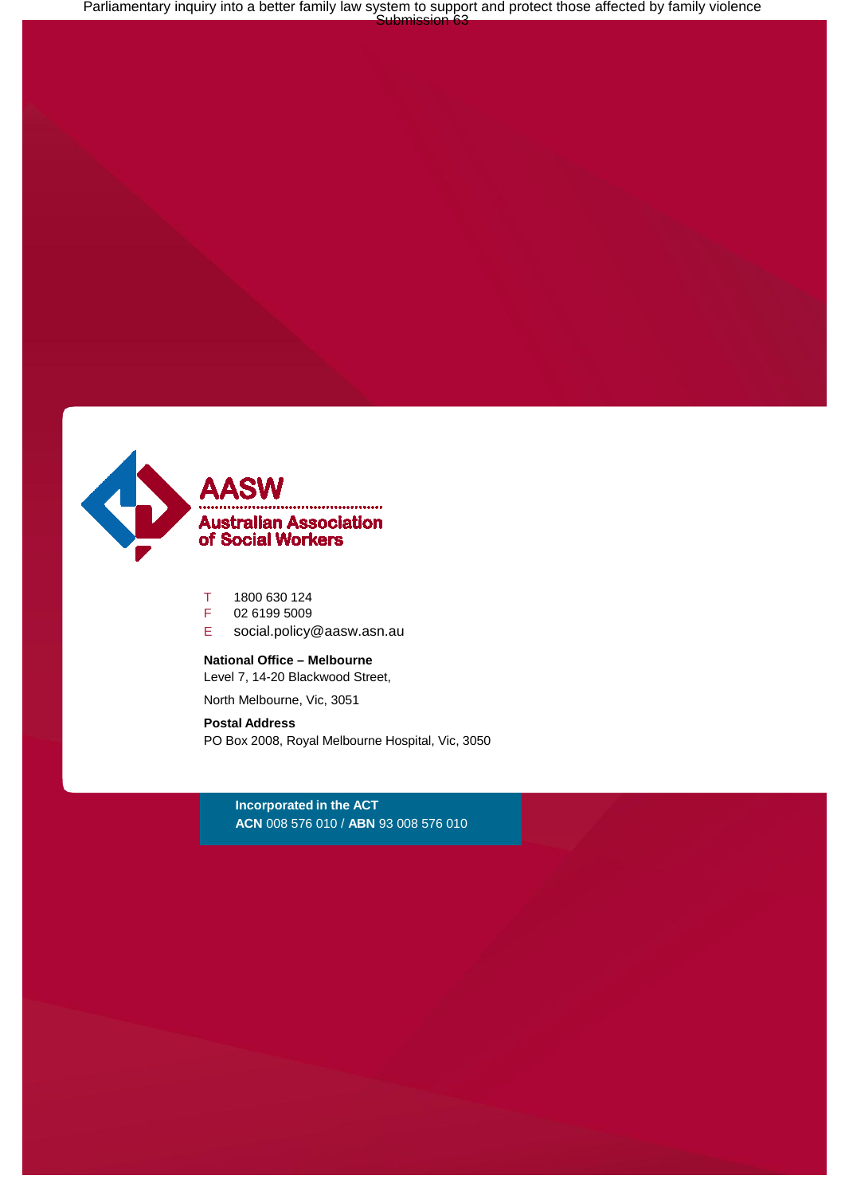**AASW**

**Australian Association of Social Workers**

T 1800 630 124
F 02 6199 5009
E social.policy@aasw.asn.au

**National Office – Melbourne**
Level 7, 14-20 Blackwood Street,

North Melbourne, Vic, 3051

**Postal Address**
PO Box 2008, Royal Melbourne Hospital, Vic, 3050

**Incorporated in the ACT**
**ACN** 008 576 010 / **ABN** 93 008 576 010